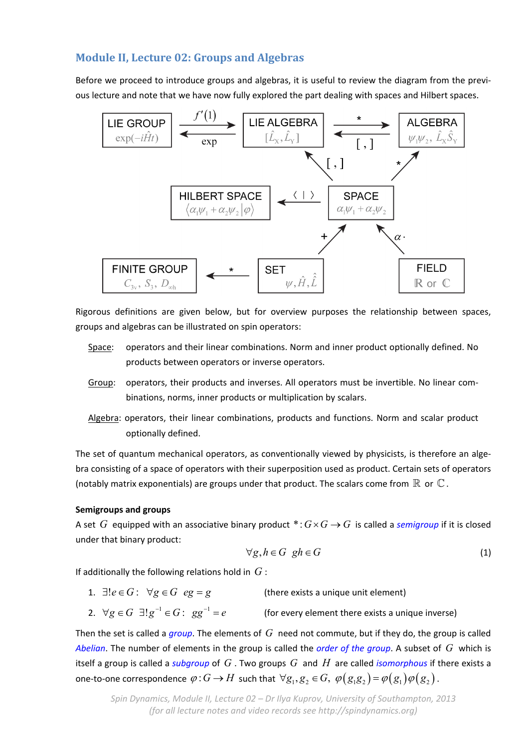## Module II, Lecture 02: Groups and Algebras

Before we proceed to introduce groups and algebras, it is useful to review the diagram from the previous lecture and note that we have now fully explored the part dealing with spaces and Hilbert spaces.

| | | | | |
|---|---|---|---|---|
| LIE GROUP $\exp(-i\hat{H}t)$ | $f'(1)$ → / ← exp | LIE ALGEBRA $[\hat{L}_X, \hat{L}_Y]$ | $*$ → / ← $[\,,]$ | ALGEBRA $\psi_1\psi_2,\ \hat{L}_X\hat{S}_Y$ |
| | | $[\,,]$ ↖ | ↗ $*$ | |
| HILBERT SPACE $\langle \alpha_1\psi_1+\alpha_2\psi_2 \vert \varphi\rangle$ | ← $\langle\ \vert\ \rangle$ | SPACE $\alpha_1\psi_1+\alpha_2\psi_2$ | | |
| | | $+$ ↗ | ↖ $\alpha\cdot$ | |
| FINITE GROUP $C_{3v},\ S_3,\ D_{\infty h}$ | ← $*$ | SET $\psi, \hat{H}, \hat{\hat{L}}$ | | FIELD $\mathbb{R}$ or $\mathbb{C}$ |

Rigorous definitions are given below, but for overview purposes the relationship between spaces, groups and algebras can be illustrated on spin operators:

- Space: operators and their linear combinations. Norm and inner product optionally defined. No products between operators or inverse operators.
- Group: operators, their products and inverses. All operators must be invertible. No linear combinations, norms, inner products or multiplication by scalars.
- Algebra: operators, their linear combinations, products and functions. Norm and scalar product optionally defined.

The set of quantum mechanical operators, as conventionally viewed by physicists, is therefore an algebra consisting of a space of operators with their superposition used as product. Certain sets of operators (notably matrix exponentials) are groups under that product. The scalars come from $\mathbb{R}$ or $\mathbb{C}$.

**Semigroups and groups**

A set $G$ equipped with an associative binary product $*: G\times G \to G$ is called a *semigroup* if it is closed under that binary product:

$$\forall g,h \in G \quad gh \in G \tag{1}$$

If additionally the following relations hold in $G$:

1. $\exists! e \in G: \quad \forall g \in G \quad eg = g$ (there exists a unique unit element)
2. $\forall g \in G \quad \exists! g^{-1} \in G: \quad gg^{-1} = e$ (for every element there exists a unique inverse)

Then the set is called a *group*. The elements of $G$ need not commute, but if they do, the group is called *Abelian*. The number of elements in the group is called the *order of the group*. A subset of $G$ which is itself a group is called a *subgroup* of $G$. Two groups $G$ and $H$ are called *isomorphous* if there exists a one-to-one correspondence $\varphi: G \to H$ such that $\forall g_1, g_2 \in G,\ \varphi(g_1g_2) = \varphi(g_1)\varphi(g_2)$.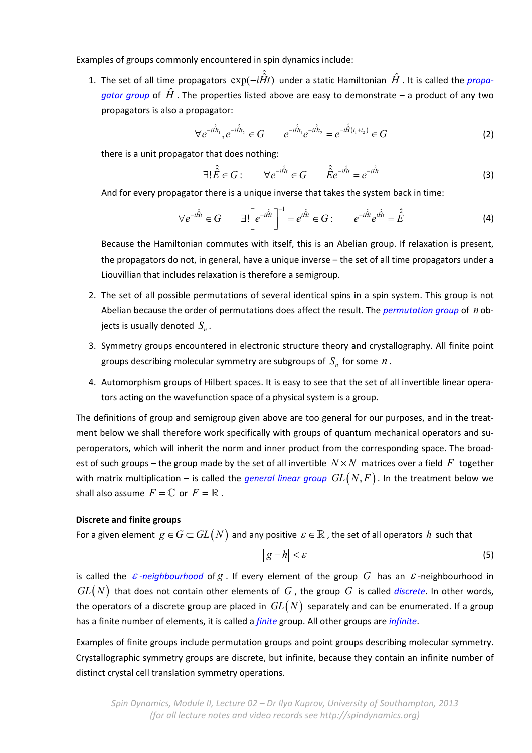Examples of groups commonly encountered in spin dynamics include:

1. The set of all time propagators $\exp(-i\hat{\hat{H}}t)$ under a static Hamiltonian $\hat{H}$. It is called the *propagator group* of $\hat{H}$. The properties listed above are easy to demonstrate – a product of any two propagators is also a propagator:

$$\forall e^{-i\hat{\hat{H}}t_1}, e^{-i\hat{\hat{H}}t_2} \in G \qquad e^{-i\hat{\hat{H}}t_1} e^{-i\hat{\hat{H}}t_2} = e^{-i\hat{\hat{H}}(t_1+t_2)} \in G \tag{2}$$

there is a unit propagator that does nothing:

$$\exists! \hat{\hat{E}} \in G: \qquad \forall e^{-i\hat{\hat{H}}t} \in G \qquad \hat{\hat{E}} e^{-i\hat{\hat{H}}t} = e^{-i\hat{\hat{H}}t} \tag{3}$$

And for every propagator there is a unique inverse that takes the system back in time:

$$\forall e^{-i\hat{\hat{H}}t} \in G \qquad \exists! \left[ e^{-i\hat{\hat{H}}t} \right]^{-1} = e^{i\hat{\hat{H}}t} \in G: \qquad e^{-i\hat{\hat{H}}t} e^{i\hat{\hat{H}}t} = \hat{\hat{E}} \tag{4}$$

Because the Hamiltonian commutes with itself, this is an Abelian group. If relaxation is present, the propagators do not, in general, have a unique inverse – the set of all time propagators under a Liouvillian that includes relaxation is therefore a semigroup.

2. The set of all possible permutations of several identical spins in a spin system. This group is not Abelian because the order of permutations does affect the result. The *permutation group* of $n$ objects is usually denoted $S_n$.

3. Symmetry groups encountered in electronic structure theory and crystallography. All finite point groups describing molecular symmetry are subgroups of $S_n$ for some $n$.

4. Automorphism groups of Hilbert spaces. It is easy to see that the set of all invertible linear operators acting on the wavefunction space of a physical system is a group.

The definitions of group and semigroup given above are too general for our purposes, and in the treatment below we shall therefore work specifically with groups of quantum mechanical operators and superoperators, which will inherit the norm and inner product from the corresponding space. The broadest of such groups – the group made by the set of all invertible $N \times N$ matrices over a field $F$ together with matrix multiplication – is called the *general linear group* $GL(N,F)$. In the treatment below we shall also assume $F = \mathbb{C}$ or $F = \mathbb{R}$.

**Discrete and finite groups**

For a given element $g \in G \subset GL(N)$ and any positive $\varepsilon \in \mathbb{R}$, the set of all operators $h$ such that

$$\|g - h\| < \varepsilon \tag{5}$$

is called the *$\varepsilon$-neighbourhood* of $g$. If every element of the group $G$ has an $\varepsilon$-neighbourhood in $GL(N)$ that does not contain other elements of $G$, the group $G$ is called *discrete*. In other words, the operators of a discrete group are placed in $GL(N)$ separately and can be enumerated. If a group has a finite number of elements, it is called a *finite* group. All other groups are *infinite*.

Examples of finite groups include permutation groups and point groups describing molecular symmetry. Crystallographic symmetry groups are discrete, but infinite, because they contain an infinite number of distinct crystal cell translation symmetry operations.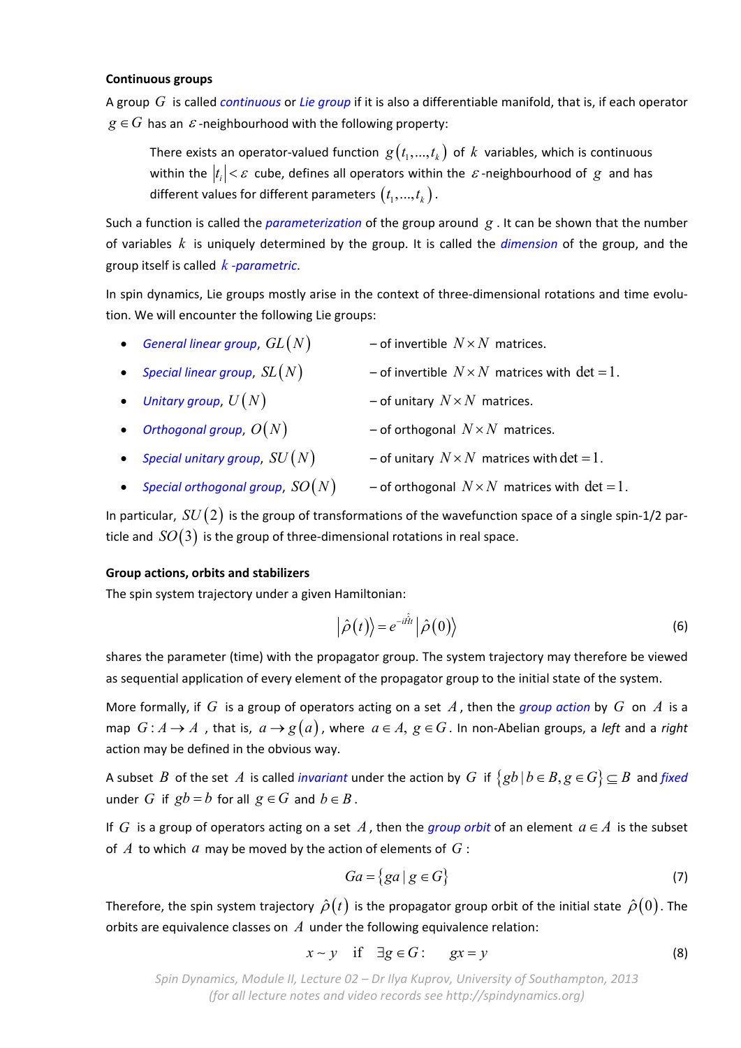**Continuous groups**

A group $G$ is called *continuous* or *Lie group* if it is also a differentiable manifold, that is, if each operator $g \in G$ has an $\varepsilon$-neighbourhood with the following property:

> There exists an operator-valued function $g\left(t_1,...,t_k\right)$ of $k$ variables, which is continuous within the $|t_i| < \varepsilon$ cube, defines all operators within the $\varepsilon$-neighbourhood of $g$ and has different values for different parameters $\left(t_1,...,t_k\right)$.

Such a function is called the *parameterization* of the group around $g$. It can be shown that the number of variables $k$ is uniquely determined by the group. It is called the *dimension* of the group, and the group itself is called *$k$-parametric*.

In spin dynamics, Lie groups mostly arise in the context of three-dimensional rotations and time evolution. We will encounter the following Lie groups:

- *General linear group*, $GL(N)$ – of invertible $N \times N$ matrices.
- *Special linear group*, $SL(N)$ – of invertible $N \times N$ matrices with $\det = 1$.
- *Unitary group*, $U(N)$ – of unitary $N \times N$ matrices.
- *Orthogonal group*, $O(N)$ – of orthogonal $N \times N$ matrices.
- *Special unitary group*, $SU(N)$ – of unitary $N \times N$ matrices with $\det = 1$.
- *Special orthogonal group*, $SO(N)$ – of orthogonal $N \times N$ matrices with $\det = 1$.

In particular, $SU(2)$ is the group of transformations of the wavefunction space of a single spin-1/2 particle and $SO(3)$ is the group of three-dimensional rotations in real space.

**Group actions, orbits and stabilizers**

The spin system trajectory under a given Hamiltonian:

$$\left|\hat{\rho}(t)\right\rangle = e^{-i\hat{\hat{H}}t}\left|\hat{\rho}(0)\right\rangle \tag{6}$$

shares the parameter (time) with the propagator group. The system trajectory may therefore be viewed as sequential application of every element of the propagator group to the initial state of the system.

More formally, if $G$ is a group of operators acting on a set $A$, then the *group action* by $G$ on $A$ is a map $G: A \to A$, that is, $a \to g(a)$, where $a \in A,\ g \in G$. In non-Abelian groups, a *left* and a *right* action may be defined in the obvious way.

A subset $B$ of the set $A$ is called *invariant* under the action by $G$ if $\left\{gb \mid b \in B, g \in G\right\} \subseteq B$ and *fixed* under $G$ if $gb = b$ for all $g \in G$ and $b \in B$.

If $G$ is a group of operators acting on a set $A$, then the *group orbit* of an element $a \in A$ is the subset of $A$ to which $a$ may be moved by the action of elements of $G$:

$$Ga = \left\{ga \mid g \in G\right\} \tag{7}$$

Therefore, the spin system trajectory $\hat{\rho}(t)$ is the propagator group orbit of the initial state $\hat{\rho}(0)$. The orbits are equivalence classes on $A$ under the following equivalence relation:

$$x \sim y \quad \text{if} \quad \exists g \in G: \quad gx = y \tag{8}$$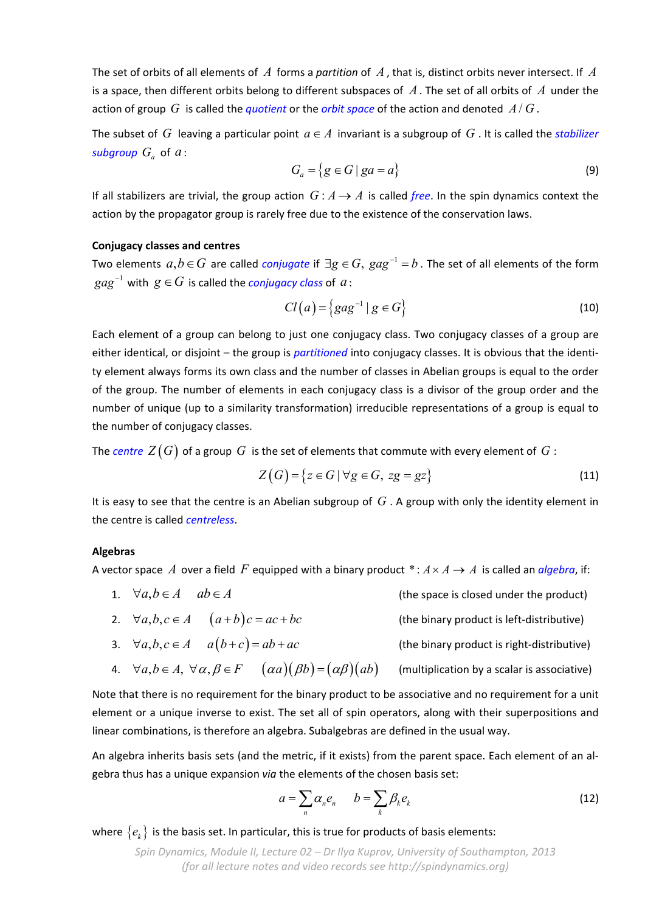The set of orbits of all elements of $A$ forms a *partition* of $A$, that is, distinct orbits never intersect. If $A$ is a space, then different orbits belong to different subspaces of $A$. The set of all orbits of $A$ under the action of group $G$ is called the *quotient* or the *orbit space* of the action and denoted $A/G$.

The subset of $G$ leaving a particular point $a \in A$ invariant is a subgroup of $G$. It is called the *stabilizer subgroup* $G_a$ of $a$:

$$G_a = \{ g \in G \mid ga = a \} \tag{9}$$

If all stabilizers are trivial, the group action $G : A \to A$ is called *free*. In the spin dynamics context the action by the propagator group is rarely free due to the existence of the conservation laws.

**Conjugacy classes and centres**

Two elements $a, b \in G$ are called *conjugate* if $\exists g \in G,\ gag^{-1} = b$. The set of all elements of the form $gag^{-1}$ with $g \in G$ is called the *conjugacy class* of $a$:

$$Cl(a) = \{ gag^{-1} \mid g \in G \} \tag{10}$$

Each element of a group can belong to just one conjugacy class. Two conjugacy classes of a group are either identical, or disjoint – the group is *partitioned* into conjugacy classes. It is obvious that the identity element always forms its own class and the number of classes in Abelian groups is equal to the order of the group. The number of elements in each conjugacy class is a divisor of the group order and the number of unique (up to a similarity transformation) irreducible representations of a group is equal to the number of conjugacy classes.

The *centre* $Z(G)$ of a group $G$ is the set of elements that commute with every element of $G$:

$$Z(G) = \{ z \in G \mid \forall g \in G,\ zg = gz \} \tag{11}$$

It is easy to see that the centre is an Abelian subgroup of $G$. A group with only the identity element in the centre is called *centreless*.

**Algebras**

A vector space $A$ over a field $F$ equipped with a binary product $* : A \times A \to A$ is called an *algebra*, if:

1. $\forall a, b \in A \quad ab \in A$ (the space is closed under the product)
2. $\forall a, b, c \in A \quad (a+b)c = ac + bc$ (the binary product is left-distributive)
3. $\forall a, b, c \in A \quad a(b+c) = ab + ac$ (the binary product is right-distributive)
4. $\forall a, b \in A,\ \forall \alpha, \beta \in F \quad (\alpha a)(\beta b) = (\alpha\beta)(ab)$ (multiplication by a scalar is associative)

Note that there is no requirement for the binary product to be associative and no requirement for a unit element or a unique inverse to exist. The set all of spin operators, along with their superpositions and linear combinations, is therefore an algebra. Subalgebras are defined in the usual way.

An algebra inherits basis sets (and the metric, if it exists) from the parent space. Each element of an algebra thus has a unique expansion *via* the elements of the chosen basis set:

$$a = \sum_n \alpha_n e_n \qquad b = \sum_k \beta_k e_k \tag{12}$$

where $\{e_k\}$ is the basis set. In particular, this is true for products of basis elements: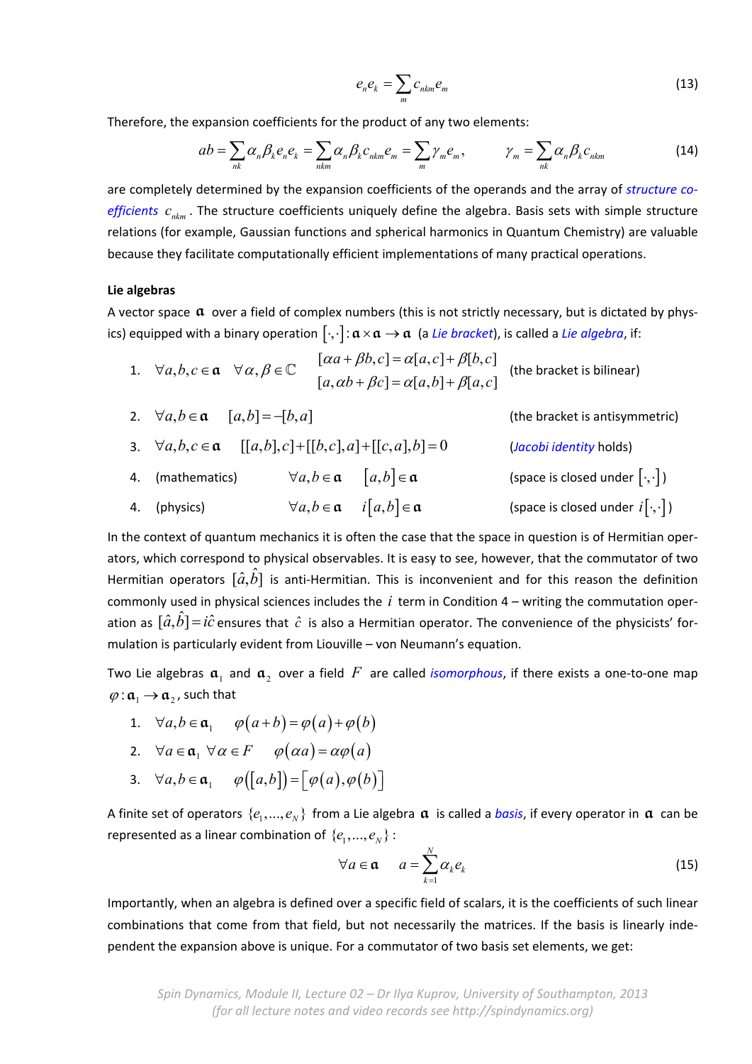$$e_n e_k = \sum_m c_{nkm} e_m \tag{13}$$

Therefore, the expansion coefficients for the product of any two elements:

$$ab = \sum_{nk} \alpha_n \beta_k e_n e_k = \sum_{nkm} \alpha_n \beta_k c_{nkm} e_m = \sum_m \gamma_m e_m, \qquad \gamma_m = \sum_{nk} \alpha_n \beta_k c_{nkm} \tag{14}$$

are completely determined by the expansion coefficients of the operands and the array of *structure coefficients* $c_{nkm}$. The structure coefficients uniquely define the algebra. Basis sets with simple structure relations (for example, Gaussian functions and spherical harmonics in Quantum Chemistry) are valuable because they facilitate computationally efficient implementations of many practical operations.

**Lie algebras**

A vector space $\mathfrak{a}$ over a field of complex numbers (this is not strictly necessary, but is dictated by physics) equipped with a binary operation $[\cdot,\cdot]:\mathfrak{a}\times\mathfrak{a}\to\mathfrak{a}$ (a *Lie bracket*), is called a *Lie algebra*, if:

1. $\forall a,b,c\in\mathfrak{a} \quad \forall \alpha,\beta\in\mathbb{C} \quad \begin{matrix}[\alpha a+\beta b,c]=\alpha[a,c]+\beta[b,c] \\ [a,\alpha b+\beta c]=\alpha[a,b]+\beta[a,c]\end{matrix}$ (the bracket is bilinear)
2. $\forall a,b\in\mathfrak{a} \quad [a,b]=-[b,a]$ (the bracket is antisymmetric)
3. $\forall a,b,c\in\mathfrak{a} \quad [[a,b],c]+[[b,c],a]+[[c,a],b]=0$ (*Jacobi identity* holds)
4. (mathematics) $\quad \forall a,b\in\mathfrak{a} \quad [a,b]\in\mathfrak{a}$ (space is closed under $[\cdot,\cdot]$)
4. (physics) $\quad \forall a,b\in\mathfrak{a} \quad i[a,b]\in\mathfrak{a}$ (space is closed under $i[\cdot,\cdot]$)

In the context of quantum mechanics it is often the case that the space in question is of Hermitian operators, which correspond to physical observables. It is easy to see, however, that the commutator of two Hermitian operators $[\hat{a},\hat{b}]$ is anti-Hermitian. This is inconvenient and for this reason the definition commonly used in physical sciences includes the $i$ term in Condition 4 – writing the commutation operation as $[\hat{a},\hat{b}]=i\hat{c}$ ensures that $\hat{c}$ is also a Hermitian operator. The convenience of the physicists' formulation is particularly evident from Liouville – von Neumann's equation.

Two Lie algebras $\mathfrak{a}_1$ and $\mathfrak{a}_2$ over a field $F$ are called *isomorphous*, if there exists a one-to-one map $\varphi:\mathfrak{a}_1\to\mathfrak{a}_2$, such that

1. $\forall a,b\in\mathfrak{a}_1 \quad \varphi(a+b)=\varphi(a)+\varphi(b)$
2. $\forall a\in\mathfrak{a}_1 \ \forall \alpha\in F \quad \varphi(\alpha a)=\alpha\varphi(a)$
3. $\forall a,b\in\mathfrak{a}_1 \quad \varphi([a,b])=[\varphi(a),\varphi(b)]$

A finite set of operators $\{e_1,...,e_N\}$ from a Lie algebra $\mathfrak{a}$ is called a *basis*, if every operator in $\mathfrak{a}$ can be represented as a linear combination of $\{e_1,...,e_N\}$:

$$\forall a\in\mathfrak{a} \qquad a=\sum_{k=1}^{N}\alpha_k e_k \tag{15}$$

Importantly, when an algebra is defined over a specific field of scalars, it is the coefficients of such linear combinations that come from that field, but not necessarily the matrices. If the basis is linearly independent the expansion above is unique. For a commutator of two basis set elements, we get: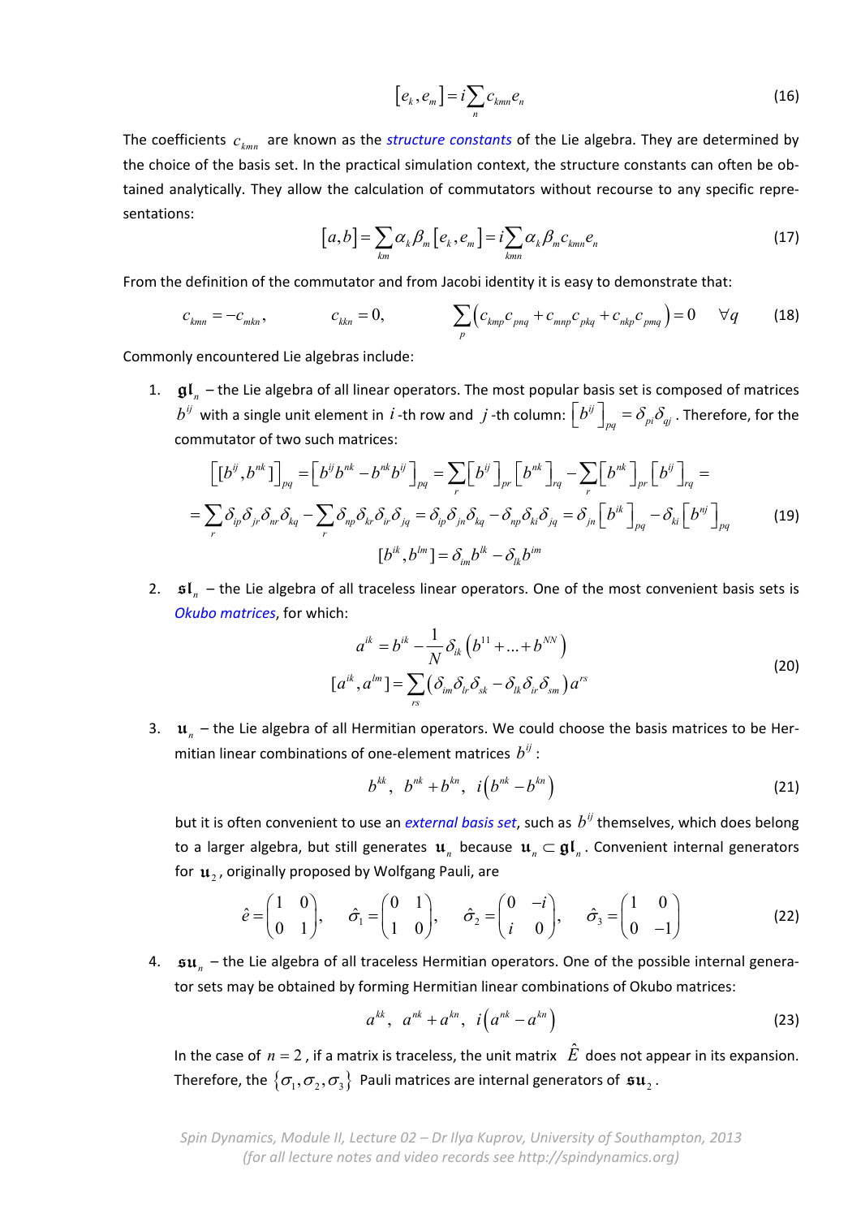$$[e_k, e_m] = i \sum_n c_{kmn} e_n \tag{16}$$

The coefficients $c_{kmn}$ are known as the *structure constants* of the Lie algebra. They are determined by the choice of the basis set. In the practical simulation context, the structure constants can often be obtained analytically. They allow the calculation of commutators without recourse to any specific representations:

$$[a,b] = \sum_{km} \alpha_k \beta_m [e_k, e_m] = i \sum_{kmn} \alpha_k \beta_m c_{kmn} e_n \tag{17}$$

From the definition of the commutator and from Jacobi identity it is easy to demonstrate that:

$$c_{kmn} = -c_{mkn}, \qquad c_{kkn} = 0, \qquad \sum_p \left( c_{kmp} c_{pnq} + c_{mnp} c_{pkq} + c_{nkp} c_{pmq} \right) = 0 \quad \forall q \tag{18}$$

Commonly encountered Lie algebras include:

1. $\mathfrak{gl}_n$ – the Lie algebra of all linear operators. The most popular basis set is composed of matrices $b^{ij}$ with a single unit element in $i$-th row and $j$-th column: $\left[ b^{ij} \right]_{pq} = \delta_{pi} \delta_{qj}$. Therefore, for the commutator of two such matrices:

$$\begin{gathered}
\left[ [b^{ij}, b^{nk}] \right]_{pq} = \left[ b^{ij} b^{nk} - b^{nk} b^{ij} \right]_{pq} = \sum_r \left[ b^{ij} \right]_{pr} \left[ b^{nk} \right]_{rq} - \sum_r \left[ b^{nk} \right]_{pr} \left[ b^{ij} \right]_{rq} = \\
= \sum_r \delta_{ip} \delta_{jr} \delta_{nr} \delta_{kq} - \sum_r \delta_{np} \delta_{kr} \delta_{ir} \delta_{jq} = \delta_{ip} \delta_{jn} \delta_{kq} - \delta_{np} \delta_{ki} \delta_{jq} = \delta_{jn} \left[ b^{ik} \right]_{pq} - \delta_{ki} \left[ b^{nj} \right]_{pq} \\
[b^{ik}, b^{lm}] = \delta_{im} b^{lk} - \delta_{lk} b^{im}
\end{gathered} \tag{19}$$

2. $\mathfrak{sl}_n$ – the Lie algebra of all traceless linear operators. One of the most convenient basis sets is *Okubo matrices*, for which:

$$\begin{gathered}
a^{ik} = b^{ik} - \frac{1}{N} \delta_{ik} \left( b^{11} + \ldots + b^{NN} \right) \\
[a^{ik}, a^{lm}] = \sum_{rs} \left( \delta_{im} \delta_{lr} \delta_{sk} - \delta_{lk} \delta_{ir} \delta_{sm} \right) a^{rs}
\end{gathered} \tag{20}$$

3. $\mathfrak{u}_n$ – the Lie algebra of all Hermitian operators. We could choose the basis matrices to be Hermitian linear combinations of one-element matrices $b^{ij}$:

$$b^{kk}, \quad b^{nk} + b^{kn}, \quad i\left( b^{nk} - b^{kn} \right) \tag{21}$$

but it is often convenient to use an *external basis set*, such as $b^{ij}$ themselves, which does belong to a larger algebra, but still generates $\mathfrak{u}_n$ because $\mathfrak{u}_n \subset \mathfrak{gl}_n$. Convenient internal generators for $\mathfrak{u}_2$, originally proposed by Wolfgang Pauli, are

$$\hat{e} = \begin{pmatrix} 1 & 0 \\ 0 & 1 \end{pmatrix}, \quad \hat{\sigma}_1 = \begin{pmatrix} 0 & 1 \\ 1 & 0 \end{pmatrix}, \quad \hat{\sigma}_2 = \begin{pmatrix} 0 & -i \\ i & 0 \end{pmatrix}, \quad \hat{\sigma}_3 = \begin{pmatrix} 1 & 0 \\ 0 & -1 \end{pmatrix} \tag{22}$$

4. $\mathfrak{su}_n$ – the Lie algebra of all traceless Hermitian operators. One of the possible internal generator sets may be obtained by forming Hermitian linear combinations of Okubo matrices:

$$a^{kk}, \quad a^{nk} + a^{kn}, \quad i\left( a^{nk} - a^{kn} \right) \tag{23}$$

In the case of $n = 2$, if a matrix is traceless, the unit matrix $\hat{E}$ does not appear in its expansion. Therefore, the $\{\sigma_1, \sigma_2, \sigma_3\}$ Pauli matrices are internal generators of $\mathfrak{su}_2$.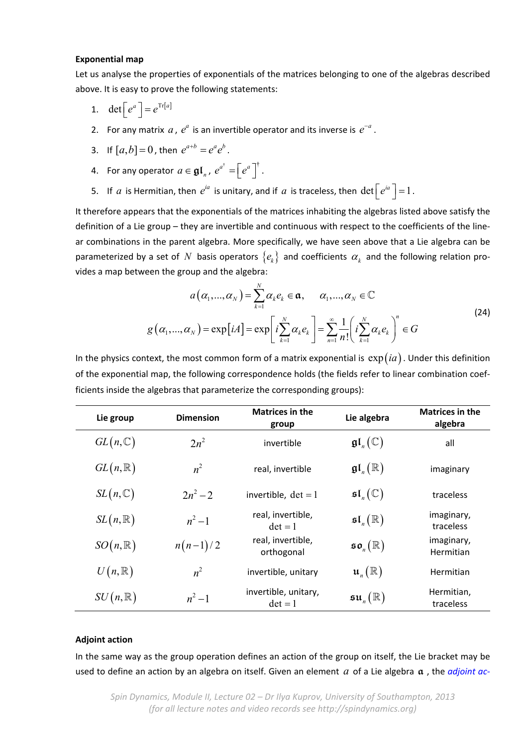**Exponential map**

Let us analyse the properties of exponentials of the matrices belonging to one of the algebras described above. It is easy to prove the following statements:

1. $\det\left[e^{a}\right]=e^{\mathrm{Tr}[a]}$
2. For any matrix $a$, $e^{a}$ is an invertible operator and its inverse is $e^{-a}$.
3. If $[a,b]=0$, then $e^{a+b}=e^{a}e^{b}$.
4. For any operator $a\in\mathfrak{gl}_n$, $e^{a^{\dagger}}=\left[e^{a}\right]^{\dagger}$.
5. If $a$ is Hermitian, then $e^{ia}$ is unitary, and if $a$ is traceless, then $\det\left[e^{ia}\right]=1$.

It therefore appears that the exponentials of the matrices inhabiting the algebras listed above satisfy the definition of a Lie group – they are invertible and continuous with respect to the coefficients of the linear combinations in the parent algebra. More specifically, we have seen above that a Lie algebra can be parameterized by a set of $N$ basis operators $\{e_k\}$ and coefficients $\alpha_k$ and the following relation provides a map between the group and the algebra:

$$
\begin{gathered}
a(\alpha_1,...,\alpha_N)=\sum_{k=1}^{N}\alpha_k e_k\in\mathfrak{a},\qquad \alpha_1,...,\alpha_N\in\mathbb{C}\\
g(\alpha_1,...,\alpha_N)=\exp[iA]=\exp\left[i\sum_{k=1}^{N}\alpha_k e_k\right]=\sum_{n=1}^{\infty}\frac{1}{n!}\left(i\sum_{k=1}^{N}\alpha_k e_k\right)^{n}\in G
\end{gathered}
\tag{24}
$$

In the physics context, the most common form of a matrix exponential is $\exp(ia)$. Under this definition of the exponential map, the following correspondence holds (the fields refer to linear combination coefficients inside the algebras that parameterize the corresponding groups):

| Lie group | Dimension | Matrices in the group | Lie algebra | Matrices in the algebra |
|---|---|---|---|---|
| $GL(n,\mathbb{C})$ | $2n^2$ | invertible | $\mathfrak{gl}_n(\mathbb{C})$ | all |
| $GL(n,\mathbb{R})$ | $n^2$ | real, invertible | $\mathfrak{gl}_n(\mathbb{R})$ | imaginary |
| $SL(n,\mathbb{C})$ | $2n^2-2$ | invertible, $\det=1$ | $\mathfrak{sl}_n(\mathbb{C})$ | traceless |
| $SL(n,\mathbb{R})$ | $n^2-1$ | real, invertible, $\det=1$ | $\mathfrak{sl}_n(\mathbb{R})$ | imaginary, traceless |
| $SO(n,\mathbb{R})$ | $n(n-1)/2$ | real, invertible, orthogonal | $\mathfrak{so}_n(\mathbb{R})$ | imaginary, Hermitian |
| $U(n,\mathbb{R})$ | $n^2$ | invertible, unitary | $\mathfrak{u}_n(\mathbb{R})$ | Hermitian |
| $SU(n,\mathbb{R})$ | $n^2-1$ | invertible, unitary, $\det=1$ | $\mathfrak{su}_n(\mathbb{R})$ | Hermitian, traceless |

**Adjoint action**

In the same way as the group operation defines an action of the group on itself, the Lie bracket may be used to define an action by an algebra on itself. Given an element $a$ of a Lie algebra $\mathfrak{a}$, the *adjoint ac-*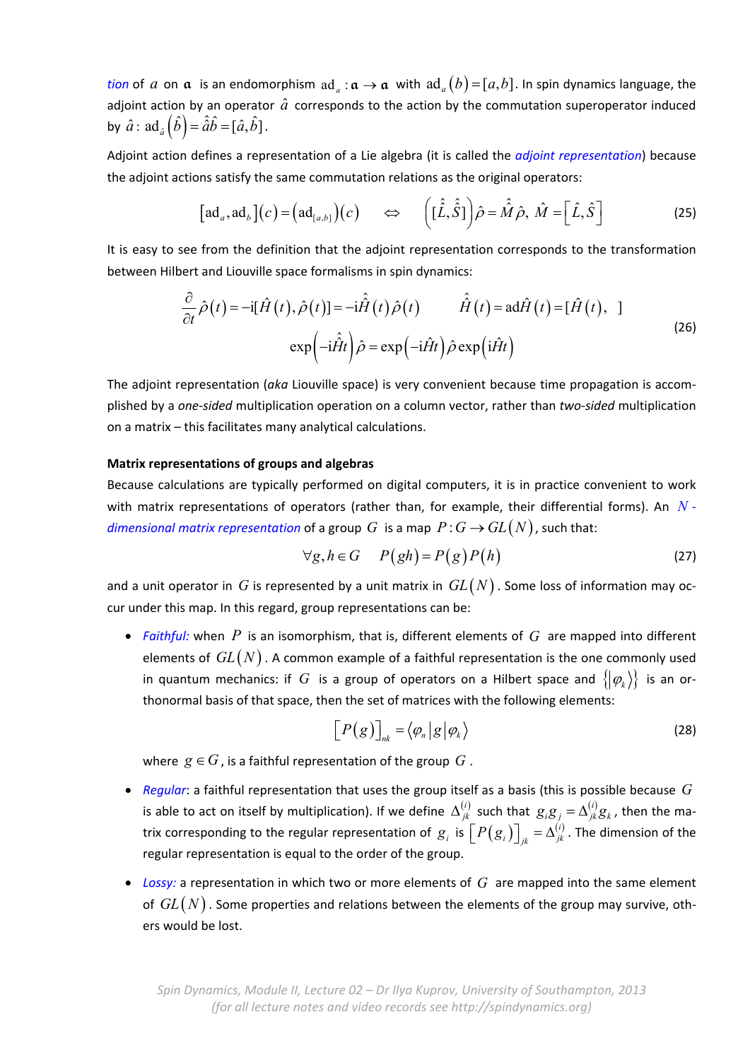*tion* of $a$ on $\mathfrak{a}$ is an endomorphism $\mathrm{ad}_a : \mathfrak{a} \to \mathfrak{a}$ with $\mathrm{ad}_a(b) = [a,b]$. In spin dynamics language, the adjoint action by an operator $\hat{a}$ corresponds to the action by the commutation superoperator induced by $\hat{a}$: $\mathrm{ad}_{\hat{a}}\left(\hat{b}\right) = \hat{\hat{a}}\hat{b} = [\hat{a},\hat{b}]$.

Adjoint action defines a representation of a Lie algebra (it is called the *adjoint representation*) because the adjoint actions satisfy the same commutation relations as the original operators:

$$\left[\mathrm{ad}_a, \mathrm{ad}_b\right](c) = \left(\mathrm{ad}_{[a,b]}\right)(c) \quad \Leftrightarrow \quad \left([\hat{\hat{L}}, \hat{\hat{S}}]\right)\hat{\rho} = \hat{\hat{M}}\hat{\rho},\ \hat{M} = \left[\hat{L}, \hat{S}\right] \tag{25}$$

It is easy to see from the definition that the adjoint representation corresponds to the transformation between Hilbert and Liouville space formalisms in spin dynamics:

$$\begin{gathered}\frac{\partial}{\partial t}\hat{\rho}(t) = -\mathrm{i}[\hat{H}(t), \hat{\rho}(t)] = -\mathrm{i}\hat{\hat{H}}(t)\hat{\rho}(t) \qquad \hat{\hat{H}}(t) = \mathrm{ad}\hat{H}(t) = [\hat{H}(t),\ \ ] \\ \exp\left(-\mathrm{i}\hat{\hat{H}}t\right)\hat{\rho} = \exp\left(-\mathrm{i}\hat{H}t\right)\hat{\rho}\exp\left(\mathrm{i}\hat{H}t\right)\end{gathered} \tag{26}$$

The adjoint representation (*aka* Liouville space) is very convenient because time propagation is accomplished by a *one-sided* multiplication operation on a column vector, rather than *two-sided* multiplication on a matrix – this facilitates many analytical calculations.

**Matrix representations of groups and algebras**

Because calculations are typically performed on digital computers, it is in practice convenient to work with matrix representations of operators (rather than, for example, their differential forms). An *$N$-dimensional matrix representation* of a group $G$ is a map $P: G \to GL(N)$, such that:

$$\forall g,h \in G \quad P(gh) = P(g)P(h) \tag{27}$$

and a unit operator in $G$ is represented by a unit matrix in $GL(N)$. Some loss of information may occur under this map. In this regard, group representations can be:

- *Faithful:* when $P$ is an isomorphism, that is, different elements of $G$ are mapped into different elements of $GL(N)$. A common example of a faithful representation is the one commonly used in quantum mechanics: if $G$ is a group of operators on a Hilbert space and $\left\{|\varphi_k\rangle\right\}$ is an orthonormal basis of that space, then the set of matrices with the following elements:

$$\left[P(g)\right]_{nk} = \langle\varphi_n|g|\varphi_k\rangle \tag{28}$$

  where $g \in G$, is a faithful representation of the group $G$.

- *Regular*: a faithful representation that uses the group itself as a basis (this is possible because $G$ is able to act on itself by multiplication). If we define $\Delta_{jk}^{(i)}$ such that $g_i g_j = \Delta_{jk}^{(i)} g_k$, then the matrix corresponding to the regular representation of $g_i$ is $\left[P(g_i)\right]_{jk} = \Delta_{jk}^{(i)}$. The dimension of the regular representation is equal to the order of the group.

- *Lossy:* a representation in which two or more elements of $G$ are mapped into the same element of $GL(N)$. Some properties and relations between the elements of the group may survive, others would be lost.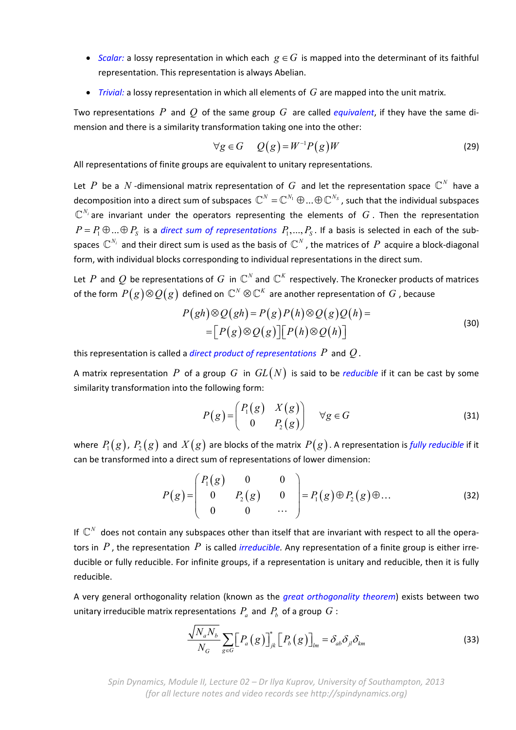- *Scalar:* a lossy representation in which each $g \in G$ is mapped into the determinant of its faithful representation. This representation is always Abelian.

- *Trivial:* a lossy representation in which all elements of $G$ are mapped into the unit matrix.

Two representations $P$ and $Q$ of the same group $G$ are called *equivalent*, if they have the same dimension and there is a similarity transformation taking one into the other:

$$\forall g \in G \quad Q(g) = W^{-1} P(g) W \tag{29}$$

All representations of finite groups are equivalent to unitary representations.

Let $P$ be a $N$-dimensional matrix representation of $G$ and let the representation space $\mathbb{C}^N$ have a decomposition into a direct sum of subspaces $\mathbb{C}^N = \mathbb{C}^{N_1} \oplus \ldots \oplus \mathbb{C}^{N_S}$, such that the individual subspaces $\mathbb{C}^{N_i}$ are invariant under the operators representing the elements of $G$. Then the representation $P = P_1 \oplus \ldots \oplus P_S$ is a *direct sum of representations* $P_1, \ldots, P_S$. If a basis is selected in each of the subspaces $\mathbb{C}^{N_i}$ and their direct sum is used as the basis of $\mathbb{C}^N$, the matrices of $P$ acquire a block-diagonal form, with individual blocks corresponding to individual representations in the direct sum.

Let $P$ and $Q$ be representations of $G$ in $\mathbb{C}^N$ and $\mathbb{C}^K$ respectively. The Kronecker products of matrices of the form $P(g) \otimes Q(g)$ defined on $\mathbb{C}^N \otimes \mathbb{C}^K$ are another representation of $G$, because

$$\begin{aligned} P(gh) \otimes Q(gh) &= P(g)P(h) \otimes Q(g)Q(h) = \\ &= \left[P(g) \otimes Q(g)\right]\left[P(h) \otimes Q(h)\right] \end{aligned} \tag{30}$$

this representation is called a *direct product of representations* $P$ and $Q$.

A matrix representation $P$ of a group $G$ in $GL(N)$ is said to be *reducible* if it can be cast by some similarity transformation into the following form:

$$P(g) = \begin{pmatrix} P_1(g) & X(g) \\ 0 & P_2(g) \end{pmatrix} \quad \forall g \in G \tag{31}$$

where $P_1(g)$, $P_2(g)$ and $X(g)$ are blocks of the matrix $P(g)$. A representation is *fully reducible* if it can be transformed into a direct sum of representations of lower dimension:

$$P(g) = \begin{pmatrix} P_1(g) & 0 & 0 \\ 0 & P_2(g) & 0 \\ 0 & 0 & \cdots \end{pmatrix} = P_1(g) \oplus P_2(g) \oplus \ldots \tag{32}$$

If $\mathbb{C}^N$ does not contain any subspaces other than itself that are invariant with respect to all the operators in $P$, the representation $P$ is called *irreducible*. Any representation of a finite group is either irreducible or fully reducible. For infinite groups, if a representation is unitary and reducible, then it is fully reducible.

A very general orthogonality relation (known as the *great orthogonality theorem*) exists between two unitary irreducible matrix representations $P_a$ and $P_b$ of a group $G$:

$$\frac{\sqrt{N_a N_b}}{N_G} \sum_{g \in G} \left[P_a(g)\right]^*_{jk} \left[P_b(g)\right]_{lm} = \delta_{ab} \delta_{jl} \delta_{km} \tag{33}$$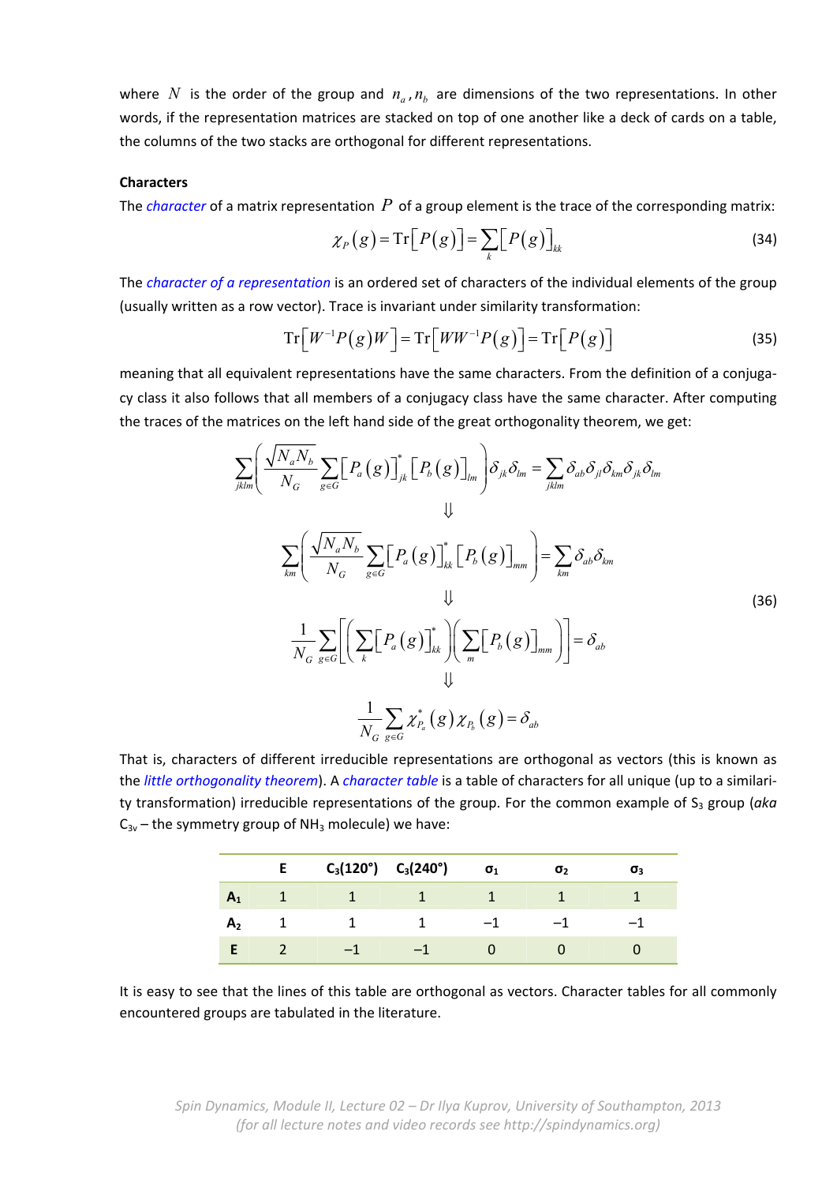where $N$ is the order of the group and $n_a, n_b$ are dimensions of the two representations. In other words, if the representation matrices are stacked on top of one another like a deck of cards on a table, the columns of the two stacks are orthogonal for different representations.

**Characters**

The *character* of a matrix representation $P$ of a group element is the trace of the corresponding matrix:

$$\chi_P(g) = \mathrm{Tr}\left[P(g)\right] = \sum_k \left[P(g)\right]_{kk} \tag{34}$$

The *character of a representation* is an ordered set of characters of the individual elements of the group (usually written as a row vector). Trace is invariant under similarity transformation:

$$\mathrm{Tr}\left[W^{-1}P(g)W\right] = \mathrm{Tr}\left[WW^{-1}P(g)\right] = \mathrm{Tr}\left[P(g)\right] \tag{35}$$

meaning that all equivalent representations have the same characters. From the definition of a conjugacy class it also follows that all members of a conjugacy class have the same character. After computing the traces of the matrices on the left hand side of the great orthogonality theorem, we get:

$$\begin{gathered}
\sum_{jklm}\left(\frac{\sqrt{N_a N_b}}{N_G}\sum_{g\in G}\left[P_a(g)\right]^*_{jk}\left[P_b(g)\right]_{lm}\right)\delta_{jk}\delta_{lm} = \sum_{jklm}\delta_{ab}\delta_{jl}\delta_{km}\delta_{jk}\delta_{lm} \\
\Downarrow \\
\sum_{km}\left(\frac{\sqrt{N_a N_b}}{N_G}\sum_{g\in G}\left[P_a(g)\right]^*_{kk}\left[P_b(g)\right]_{mm}\right) = \sum_{km}\delta_{ab}\delta_{km} \\
\Downarrow \\
\frac{1}{N_G}\sum_{g\in G}\left[\left(\sum_k\left[P_a(g)\right]^*_{kk}\right)\left(\sum_m\left[P_b(g)\right]_{mm}\right)\right] = \delta_{ab} \\
\Downarrow \\
\frac{1}{N_G}\sum_{g\in G}\chi^*_{P_a}(g)\,\chi_{P_b}(g) = \delta_{ab}
\end{gathered} \tag{36}$$

That is, characters of different irreducible representations are orthogonal as vectors (this is known as the *little orthogonality theorem*). A *character table* is a table of characters for all unique (up to a similarity transformation) irreducible representations of the group. For the common example of $S_3$ group (*aka* $C_{3v}$ – the symmetry group of $NH_3$ molecule) we have:

| | E | $C_3$(120°) | $C_3$(240°) | $\sigma_1$ | $\sigma_2$ | $\sigma_3$ |
|---|---|---|---|---|---|---|
| $A_1$ | 1 | 1 | 1 | 1 | 1 | 1 |
| $A_2$ | 1 | 1 | 1 | −1 | −1 | −1 |
| E | 2 | −1 | −1 | 0 | 0 | 0 |

It is easy to see that the lines of this table are orthogonal as vectors. Character tables for all commonly encountered groups are tabulated in the literature.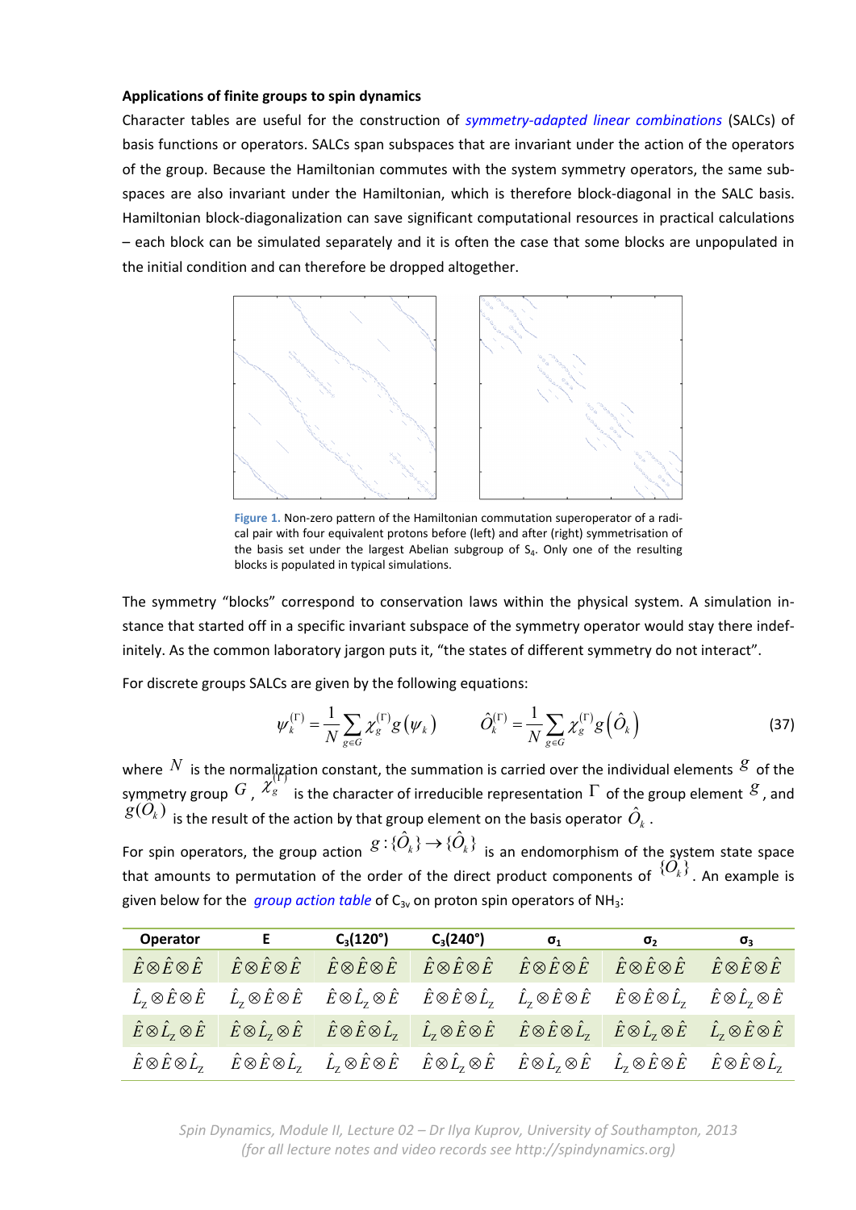**Applications of finite groups to spin dynamics**

Character tables are useful for the construction of *symmetry-adapted linear combinations* (SALCs) of basis functions or operators. SALCs span subspaces that are invariant under the action of the operators of the group. Because the Hamiltonian commutes with the system symmetry operators, the same subspaces are also invariant under the Hamiltonian, which is therefore block-diagonal in the SALC basis. Hamiltonian block-diagonalization can save significant computational resources in practical calculations – each block can be simulated separately and it is often the case that some blocks are unpopulated in the initial condition and can therefore be dropped altogether.

Figure 1. Non-zero pattern of the Hamiltonian commutation superoperator of a radical pair with four equivalent protons before (left) and after (right) symmetrisation of the basis set under the largest Abelian subgroup of $S_4$. Only one of the resulting blocks is populated in typical simulations.

The symmetry "blocks" correspond to conservation laws within the physical system. A simulation instance that started off in a specific invariant subspace of the symmetry operator would stay there indefinitely. As the common laboratory jargon puts it, "the states of different symmetry do not interact".

For discrete groups SALCs are given by the following equations:

$$\psi_k^{(\Gamma)} = \frac{1}{N}\sum_{g\in G}\chi_g^{(\Gamma)} g\left(\psi_k\right) \qquad \hat{O}_k^{(\Gamma)} = \frac{1}{N}\sum_{g\in G}\chi_g^{(\Gamma)} g\left(\hat{O}_k\right) \tag{37}$$

where $N$ is the normalization constant, the summation is carried over the individual elements $g$ of the symmetry group $G$, $\chi_g^{(\Gamma)}$ is the character of irreducible representation $\Gamma$ of the group element $g$, and $g(\hat{O}_k)$ is the result of the action by that group element on the basis operator $\hat{O}_k$.

For spin operators, the group action $g:\{\hat{O}_k\}\to\{\hat{O}_k\}$ is an endomorphism of the system state space that amounts to permutation of the order of the direct product components of $\{\hat{O}_k\}$. An example is given below for the *group action table* of $C_{3v}$ on proton spin operators of $NH_3$:

| Operator | E | $C_3$(120°) | $C_3$(240°) | $\sigma_1$ | $\sigma_2$ | $\sigma_3$ |
|---|---|---|---|---|---|---|
| $\hat{E}\otimes\hat{E}\otimes\hat{E}$ | $\hat{E}\otimes\hat{E}\otimes\hat{E}$ | $\hat{E}\otimes\hat{E}\otimes\hat{E}$ | $\hat{E}\otimes\hat{E}\otimes\hat{E}$ | $\hat{E}\otimes\hat{E}\otimes\hat{E}$ | $\hat{E}\otimes\hat{E}\otimes\hat{E}$ | $\hat{E}\otimes\hat{E}\otimes\hat{E}$ |
| $\hat{L}_Z\otimes\hat{E}\otimes\hat{E}$ | $\hat{L}_Z\otimes\hat{E}\otimes\hat{E}$ | $\hat{E}\otimes\hat{L}_Z\otimes\hat{E}$ | $\hat{E}\otimes\hat{E}\otimes\hat{L}_Z$ | $\hat{L}_Z\otimes\hat{E}\otimes\hat{E}$ | $\hat{E}\otimes\hat{E}\otimes\hat{L}_Z$ | $\hat{E}\otimes\hat{L}_Z\otimes\hat{E}$ |
| $\hat{E}\otimes\hat{L}_Z\otimes\hat{E}$ | $\hat{E}\otimes\hat{L}_Z\otimes\hat{E}$ | $\hat{E}\otimes\hat{E}\otimes\hat{L}_Z$ | $\hat{L}_Z\otimes\hat{E}\otimes\hat{E}$ | $\hat{E}\otimes\hat{E}\otimes\hat{L}_Z$ | $\hat{E}\otimes\hat{L}_Z\otimes\hat{E}$ | $\hat{L}_Z\otimes\hat{E}\otimes\hat{E}$ |
| $\hat{E}\otimes\hat{E}\otimes\hat{L}_Z$ | $\hat{E}\otimes\hat{E}\otimes\hat{L}_Z$ | $\hat{L}_Z\otimes\hat{E}\otimes\hat{E}$ | $\hat{E}\otimes\hat{L}_Z\otimes\hat{E}$ | $\hat{E}\otimes\hat{L}_Z\otimes\hat{E}$ | $\hat{L}_Z\otimes\hat{E}\otimes\hat{E}$ | $\hat{E}\otimes\hat{E}\otimes\hat{L}_Z$ |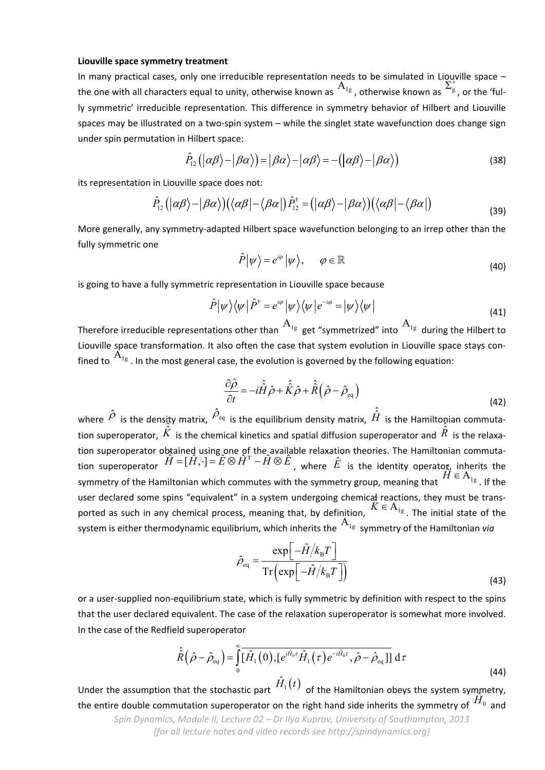**Liouville space symmetry treatment**

In many practical cases, only one irreducible representation needs to be simulated in Liouville space – the one with all characters equal to unity, otherwise known as $\mathrm{A}_{1\mathrm{g}}$, otherwise known as $\Sigma_{\mathrm{g}}^{+}$, or the 'fully symmetric' irreducible representation. This difference in symmetry behavior of Hilbert and Liouville spaces may be illustrated on a two-spin system – while the singlet state wavefunction does change sign under spin permutation in Hilbert space:

$$\hat{P}_{12}\left(|\alpha\beta\rangle - |\beta\alpha\rangle\right) = |\beta\alpha\rangle - |\alpha\beta\rangle = -\left(|\alpha\beta\rangle - |\beta\alpha\rangle\right) \tag{38}$$

its representation in Liouville space does not:

$$\hat{P}_{12}\left(|\alpha\beta\rangle - |\beta\alpha\rangle\right)\left(\langle\alpha\beta| - \langle\beta\alpha|\right)\hat{P}_{12}^{\dagger} = \left(|\alpha\beta\rangle - |\beta\alpha\rangle\right)\left(\langle\alpha\beta| - \langle\beta\alpha|\right) \tag{39}$$

More generally, any symmetry-adapted Hilbert space wavefunction belonging to an irrep other than the fully symmetric one

$$\hat{P}|\psi\rangle = e^{i\varphi}|\psi\rangle, \qquad \varphi \in \mathbb{R} \tag{40}$$

is going to have a fully symmetric representation in Liouville space because

$$\hat{P}|\psi\rangle\langle\psi|\hat{P}^{\dagger} = e^{i\varphi}|\psi\rangle\langle\psi|e^{-i\varphi} = |\psi\rangle\langle\psi| \tag{41}$$

Therefore irreducible representations other than $\mathrm{A}_{1\mathrm{g}}$ get "symmetrized" into $\mathrm{A}_{1\mathrm{g}}$ during the Hilbert to Liouville space transformation. It also often the case that system evolution in Liouville space stays confined to $\mathrm{A}_{1\mathrm{g}}$. In the most general case, the evolution is governed by the following equation:

$$\frac{\partial\hat{\rho}}{\partial t} = -i\hat{\hat{H}}\hat{\rho} + \hat{\hat{K}}\hat{\rho} + \hat{\hat{R}}\left(\hat{\rho} - \hat{\rho}_{\mathrm{eq}}\right) \tag{42}$$

where $\hat{\rho}$ is the density matrix, $\hat{\rho}_{\mathrm{eq}}$ is the equilibrium density matrix, $\hat{\hat{H}}$ is the Hamiltonian commutation superoperator, $\hat{\hat{K}}$ is the chemical kinetics and spatial diffusion superoperator and $\hat{\hat{R}}$ is the relaxation superoperator obtained using one of the available relaxation theories. The Hamiltonian commutation superoperator $\hat{\hat{H}} = [\hat{H}, \cdot] = \hat{E} \otimes \hat{H}^{\mathrm{T}} - \hat{H} \otimes \hat{E}$, where $\hat{E}$ is the identity operator, inherits the symmetry of the Hamiltonian which commutes with the symmetry group, meaning that $\hat{\hat{H}} \in \mathrm{A}_{1\mathrm{g}}$. If the user declared some spins "equivalent" in a system undergoing chemical reactions, they must be transported as such in any chemical process, meaning that, by definition, $\hat{\hat{K}} \in \mathrm{A}_{1\mathrm{g}}$. The initial state of the system is either thermodynamic equilibrium, which inherits the $\mathrm{A}_{1\mathrm{g}}$ symmetry of the Hamiltonian *via*

$$\hat{\rho}_{\mathrm{eq}} = \frac{\exp\left[-\hat{H}/k_{\mathrm{B}}T\right]}{\mathrm{Tr}\left(\exp\left[-\hat{H}/k_{\mathrm{B}}T\right]\right)} \tag{43}$$

or a user-supplied non-equilibrium state, which is fully symmetric by definition with respect to the spins that the user declared equivalent. The case of the relaxation superoperator is somewhat more involved. In the case of the Redfield superoperator

$$\hat{\hat{R}}\left(\hat{\rho} - \hat{\rho}_{\mathrm{eq}}\right) = \int_{0}^{\infty} \overline{[\hat{H}_1(0), [e^{i\hat{H}_0\tau}\hat{H}_1(\tau)e^{-i\hat{H}_0\tau}, \hat{\rho} - \hat{\rho}_{\mathrm{eq}}]]}\, \mathrm{d}\tau \tag{44}$$

Under the assumption that the stochastic part $\hat{H}_1(t)$ of the Hamiltonian obeys the system symmetry, the entire double commutation superoperator on the right hand side inherits the symmetry of $\hat{H}_0$ and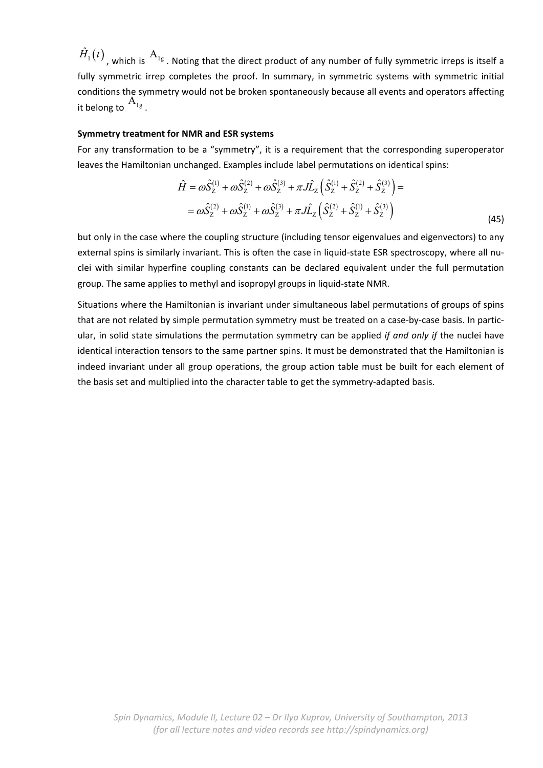$\hat{H}_1(t)$, which is $\mathrm{A}_{1g}$. Noting that the direct product of any number of fully symmetric irreps is itself a fully symmetric irrep completes the proof. In summary, in symmetric systems with symmetric initial conditions the symmetry would not be broken spontaneously because all events and operators affecting it belong to $\mathrm{A}_{1g}$.

**Symmetry treatment for NMR and ESR systems**

For any transformation to be a "symmetry", it is a requirement that the corresponding superoperator leaves the Hamiltonian unchanged. Examples include label permutations on identical spins:

$$\begin{aligned}\hat{H} &= \omega\hat{S}_{\mathrm{Z}}^{(1)} + \omega\hat{S}_{\mathrm{Z}}^{(2)} + \omega\hat{S}_{\mathrm{Z}}^{(3)} + \pi J\hat{L}_{\mathrm{Z}}\left(\hat{S}_{\mathrm{Z}}^{(1)} + \hat{S}_{\mathrm{Z}}^{(2)} + \hat{S}_{\mathrm{Z}}^{(3)}\right) = \\ &= \omega\hat{S}_{\mathrm{Z}}^{(2)} + \omega\hat{S}_{\mathrm{Z}}^{(1)} + \omega\hat{S}_{\mathrm{Z}}^{(3)} + \pi J\hat{L}_{\mathrm{Z}}\left(\hat{S}_{\mathrm{Z}}^{(2)} + \hat{S}_{\mathrm{Z}}^{(1)} + \hat{S}_{\mathrm{Z}}^{(3)}\right)\end{aligned} \tag{45}$$

but only in the case where the coupling structure (including tensor eigenvalues and eigenvectors) to any external spins is similarly invariant. This is often the case in liquid-state ESR spectroscopy, where all nuclei with similar hyperfine coupling constants can be declared equivalent under the full permutation group. The same applies to methyl and isopropyl groups in liquid-state NMR.

Situations where the Hamiltonian is invariant under simultaneous label permutations of groups of spins that are not related by simple permutation symmetry must be treated on a case-by-case basis. In particular, in solid state simulations the permutation symmetry can be applied *if and only if* the nuclei have identical interaction tensors to the same partner spins. It must be demonstrated that the Hamiltonian is indeed invariant under all group operations, the group action table must be built for each element of the basis set and multiplied into the character table to get the symmetry-adapted basis.